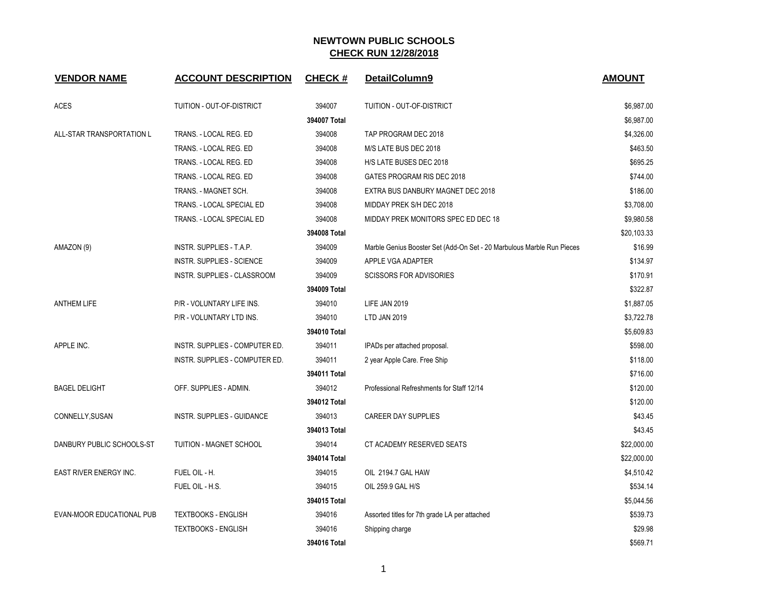# NEWTOWN PUBLIC SCHOOLS

## CHECK RUN 12/28/2018

| VENDOR NAME | ACCOUNT DESCRIPTION | CHECK # | DetailColumn9 | AMOUNT |
|---|---|---|---|---|
| ACES | TUITION - OUT-OF-DISTRICT | 394007 | TUITION - OUT-OF-DISTRICT | $6,987.00 |
| | | 394007 Total | | $6,987.00 |
| ALL-STAR TRANSPORTATION L | TRANS. - LOCAL REG. ED | 394008 | TAP PROGRAM DEC 2018 | $4,326.00 |
| | TRANS. - LOCAL REG. ED | 394008 | M/S LATE BUS DEC 2018 | $463.50 |
| | TRANS. - LOCAL REG. ED | 394008 | H/S LATE BUSES DEC 2018 | $695.25 |
| | TRANS. - LOCAL REG. ED | 394008 | GATES PROGRAM RIS DEC 2018 | $744.00 |
| | TRANS. - MAGNET SCH. | 394008 | EXTRA BUS DANBURY MAGNET DEC 2018 | $186.00 |
| | TRANS. - LOCAL SPECIAL ED | 394008 | MIDDAY PREK S/H DEC 2018 | $3,708.00 |
| | TRANS. - LOCAL SPECIAL ED | 394008 | MIDDAY PREK MONITORS SPEC ED DEC 18 | $9,980.58 |
| | | 394008 Total | | $20,103.33 |
| AMAZON (9) | INSTR. SUPPLIES - T.A.P. | 394009 | Marble Genius Booster Set (Add-On Set - 20 Marbulous Marble Run Pieces | $16.99 |
| | INSTR. SUPPLIES - SCIENCE | 394009 | APPLE VGA ADAPTER | $134.97 |
| | INSTR. SUPPLIES - CLASSROOM | 394009 | SCISSORS FOR ADVISORIES | $170.91 |
| | | 394009 Total | | $322.87 |
| ANTHEM LIFE | P/R - VOLUNTARY LIFE INS. | 394010 | LIFE JAN 2019 | $1,887.05 |
| | P/R - VOLUNTARY LTD INS. | 394010 | LTD JAN 2019 | $3,722.78 |
| | | 394010 Total | | $5,609.83 |
| APPLE INC. | INSTR. SUPPLIES - COMPUTER ED. | 394011 | IPADs per attached proposal. | $598.00 |
| | INSTR. SUPPLIES - COMPUTER ED. | 394011 | 2 year Apple Care. Free Ship | $118.00 |
| | | 394011 Total | | $716.00 |
| BAGEL DELIGHT | OFF. SUPPLIES - ADMIN. | 394012 | Professional Refreshments for Staff 12/14 | $120.00 |
| | | 394012 Total | | $120.00 |
| CONNELLY,SUSAN | INSTR. SUPPLIES - GUIDANCE | 394013 | CAREER DAY SUPPLIES | $43.45 |
| | | 394013 Total | | $43.45 |
| DANBURY PUBLIC SCHOOLS-ST | TUITION - MAGNET SCHOOL | 394014 | CT ACADEMY RESERVED SEATS | $22,000.00 |
| | | 394014 Total | | $22,000.00 |
| EAST RIVER ENERGY INC. | FUEL OIL - H. | 394015 | OIL 2194.7 GAL HAW | $4,510.42 |
| | FUEL OIL - H.S. | 394015 | OIL 259.9 GAL H/S | $534.14 |
| | | 394015 Total | | $5,044.56 |
| EVAN-MOOR EDUCATIONAL PUB | TEXTBOOKS - ENGLISH | 394016 | Assorted titles for 7th grade LA per attached | $539.73 |
| | TEXTBOOKS - ENGLISH | 394016 | Shipping charge | $29.98 |
| | | 394016 Total | | $569.71 |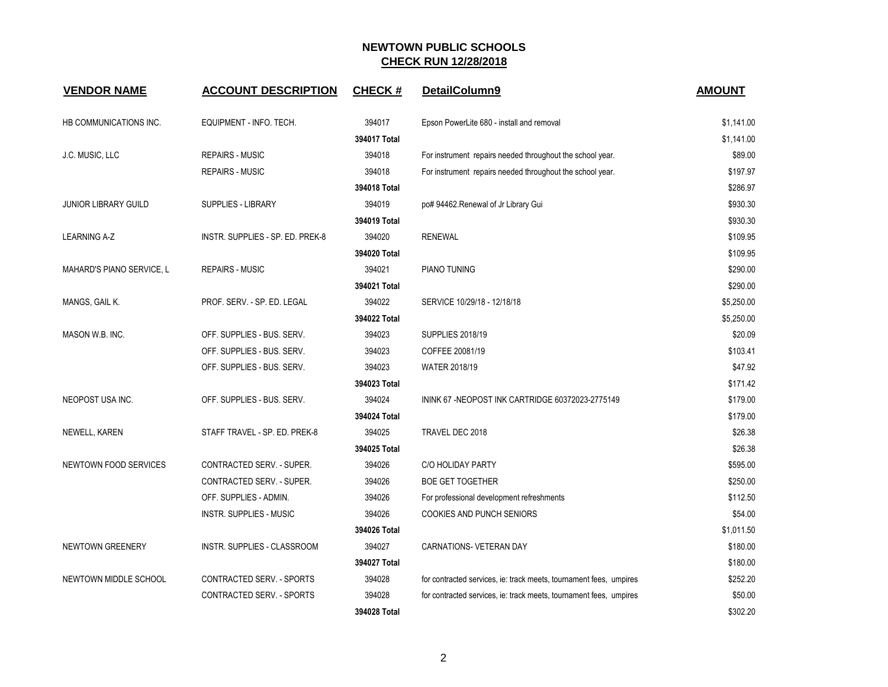# NEWTOWN PUBLIC SCHOOLS

## CHECK RUN 12/28/2018

| VENDOR NAME | ACCOUNT DESCRIPTION | CHECK # | DetailColumn9 | AMOUNT |
|---|---|---|---|---|
| HB COMMUNICATIONS INC. | EQUIPMENT - INFO. TECH. | 394017 | Epson PowerLite 680 - install and removal | $1,141.00 |
| | | **394017 Total** | | $1,141.00 |
| J.C. MUSIC, LLC | REPAIRS - MUSIC | 394018 | For instrument repairs needed throughout the school year. | $89.00 |
| | REPAIRS - MUSIC | 394018 | For instrument repairs needed throughout the school year. | $197.97 |
| | | **394018 Total** | | $286.97 |
| JUNIOR LIBRARY GUILD | SUPPLIES - LIBRARY | 394019 | po# 94462.Renewal of Jr Library Gui | $930.30 |
| | | **394019 Total** | | $930.30 |
| LEARNING A-Z | INSTR. SUPPLIES - SP. ED. PREK-8 | 394020 | RENEWAL | $109.95 |
| | | **394020 Total** | | $109.95 |
| MAHARD'S PIANO SERVICE, L | REPAIRS - MUSIC | 394021 | PIANO TUNING | $290.00 |
| | | **394021 Total** | | $290.00 |
| MANGS, GAIL K. | PROF. SERV. - SP. ED. LEGAL | 394022 | SERVICE 10/29/18 - 12/18/18 | $5,250.00 |
| | | **394022 Total** | | $5,250.00 |
| MASON W.B. INC. | OFF. SUPPLIES - BUS. SERV. | 394023 | SUPPLIES 2018/19 | $20.09 |
| | OFF. SUPPLIES - BUS. SERV. | 394023 | COFFEE 20081/19 | $103.41 |
| | OFF. SUPPLIES - BUS. SERV. | 394023 | WATER 2018/19 | $47.92 |
| | | **394023 Total** | | $171.42 |
| NEOPOST USA INC. | OFF. SUPPLIES - BUS. SERV. | 394024 | ININK 67 -NEOPOST INK CARTRIDGE 60372023-2775149 | $179.00 |
| | | **394024 Total** | | $179.00 |
| NEWELL, KAREN | STAFF TRAVEL - SP. ED. PREK-8 | 394025 | TRAVEL DEC 2018 | $26.38 |
| | | **394025 Total** | | $26.38 |
| NEWTOWN FOOD SERVICES | CONTRACTED SERV. - SUPER. | 394026 | C/O HOLIDAY PARTY | $595.00 |
| | CONTRACTED SERV. - SUPER. | 394026 | BOE GET TOGETHER | $250.00 |
| | OFF. SUPPLIES - ADMIN. | 394026 | For professional development refreshments | $112.50 |
| | INSTR. SUPPLIES - MUSIC | 394026 | COOKIES AND PUNCH SENIORS | $54.00 |
| | | **394026 Total** | | $1,011.50 |
| NEWTOWN GREENERY | INSTR. SUPPLIES - CLASSROOM | 394027 | CARNATIONS- VETERAN DAY | $180.00 |
| | | **394027 Total** | | $180.00 |
| NEWTOWN MIDDLE SCHOOL | CONTRACTED SERV. - SPORTS | 394028 | for contracted services, ie: track meets, tournament fees, umpires | $252.20 |
| | CONTRACTED SERV. - SPORTS | 394028 | for contracted services, ie: track meets, tournament fees, umpires | $50.00 |
| | | **394028 Total** | | $302.20 |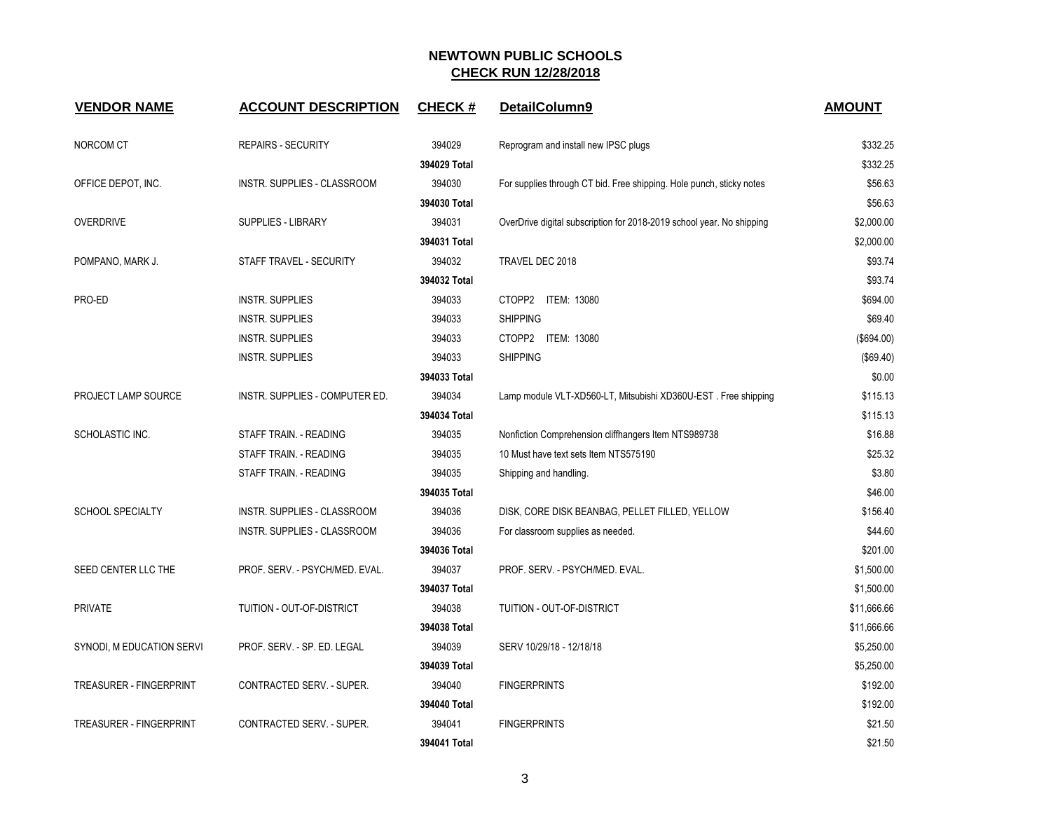# NEWTOWN PUBLIC SCHOOLS

## CHECK RUN 12/28/2018

| VENDOR NAME | ACCOUNT DESCRIPTION | CHECK # | DetailColumn9 | AMOUNT |
|---|---|---|---|---|
| NORCOM CT | REPAIRS - SECURITY | 394029 | Reprogram and install new IPSC plugs | $332.25 |
| | | **394029 Total** | | $332.25 |
| OFFICE DEPOT, INC. | INSTR. SUPPLIES - CLASSROOM | 394030 | For supplies through CT bid. Free shipping. Hole punch, sticky notes | $56.63 |
| | | **394030 Total** | | $56.63 |
| OVERDRIVE | SUPPLIES - LIBRARY | 394031 | OverDrive digital subscription for 2018-2019 school year. No shipping | $2,000.00 |
| | | **394031 Total** | | $2,000.00 |
| POMPANO, MARK J. | STAFF TRAVEL - SECURITY | 394032 | TRAVEL DEC 2018 | $93.74 |
| | | **394032 Total** | | $93.74 |
| PRO-ED | INSTR. SUPPLIES | 394033 | CTOPP2 ITEM: 13080 | $694.00 |
| | INSTR. SUPPLIES | 394033 | SHIPPING | $69.40 |
| | INSTR. SUPPLIES | 394033 | CTOPP2 ITEM: 13080 | ($694.00) |
| | INSTR. SUPPLIES | 394033 | SHIPPING | ($69.40) |
| | | **394033 Total** | | $0.00 |
| PROJECT LAMP SOURCE | INSTR. SUPPLIES - COMPUTER ED. | 394034 | Lamp module VLT-XD560-LT, Mitsubishi XD360U-EST . Free shipping | $115.13 |
| | | **394034 Total** | | $115.13 |
| SCHOLASTIC INC. | STAFF TRAIN. - READING | 394035 | Nonfiction Comprehension cliffhangers Item NTS989738 | $16.88 |
| | STAFF TRAIN. - READING | 394035 | 10 Must have text sets Item NTS575190 | $25.32 |
| | STAFF TRAIN. - READING | 394035 | Shipping and handling. | $3.80 |
| | | **394035 Total** | | $46.00 |
| SCHOOL SPECIALTY | INSTR. SUPPLIES - CLASSROOM | 394036 | DISK, CORE DISK BEANBAG, PELLET FILLED, YELLOW | $156.40 |
| | INSTR. SUPPLIES - CLASSROOM | 394036 | For classroom supplies as needed. | $44.60 |
| | | **394036 Total** | | $201.00 |
| SEED CENTER LLC THE | PROF. SERV. - PSYCH/MED. EVAL. | 394037 | PROF. SERV. - PSYCH/MED. EVAL. | $1,500.00 |
| | | **394037 Total** | | $1,500.00 |
| PRIVATE | TUITION - OUT-OF-DISTRICT | 394038 | TUITION - OUT-OF-DISTRICT | $11,666.66 |
| | | **394038 Total** | | $11,666.66 |
| SYNODI, M EDUCATION SERVI | PROF. SERV. - SP. ED. LEGAL | 394039 | SERV 10/29/18 - 12/18/18 | $5,250.00 |
| | | **394039 Total** | | $5,250.00 |
| TREASURER - FINGERPRINT | CONTRACTED SERV. - SUPER. | 394040 | FINGERPRINTS | $192.00 |
| | | **394040 Total** | | $192.00 |
| TREASURER - FINGERPRINT | CONTRACTED SERV. - SUPER. | 394041 | FINGERPRINTS | $21.50 |
| | | **394041 Total** | | $21.50 |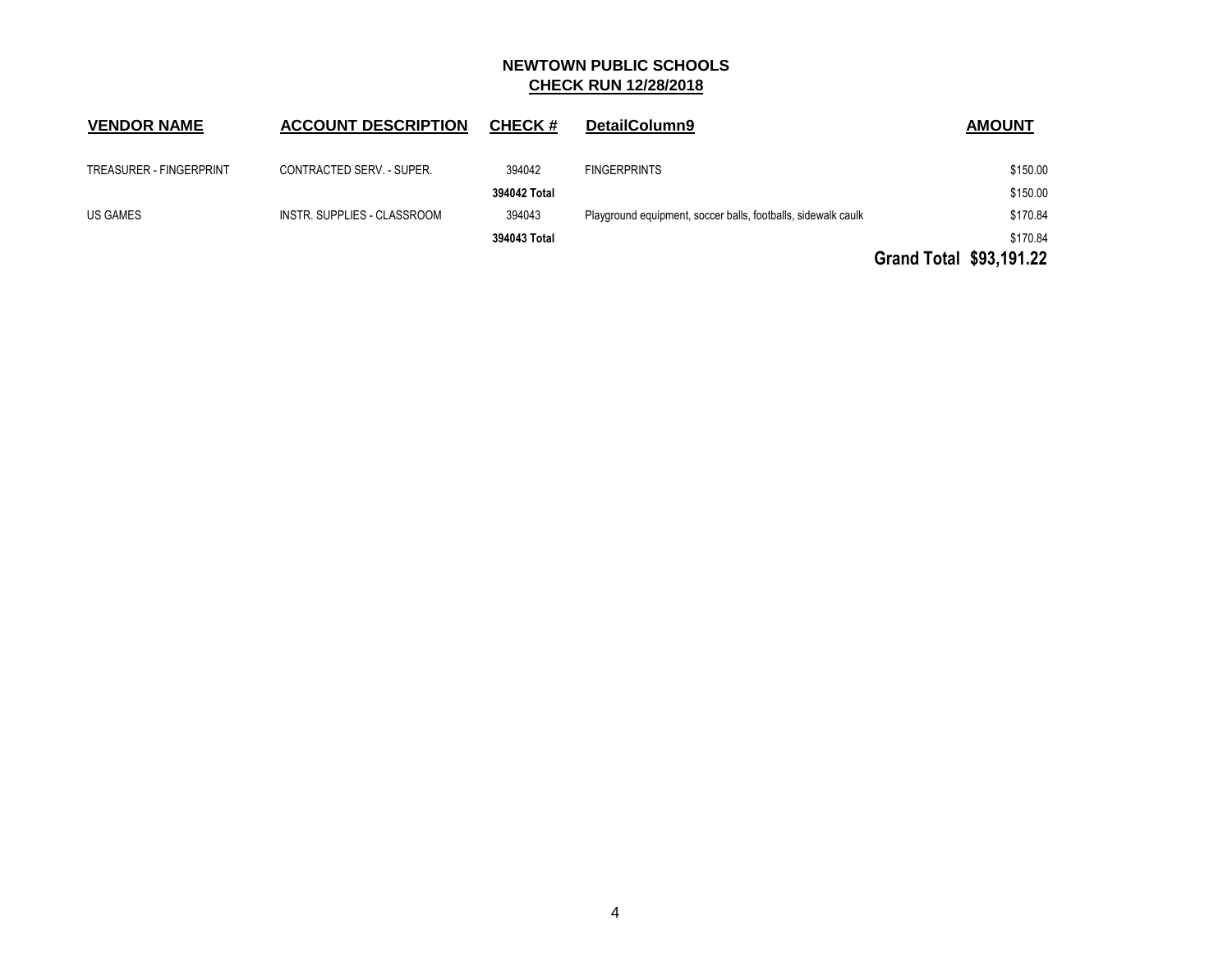**NEWTOWN PUBLIC SCHOOLS**
**CHECK RUN 12/28/2018**

| VENDOR NAME | ACCOUNT DESCRIPTION | CHECK # | DetailColumn9 | AMOUNT |
|---|---|---|---|---|
| TREASURER - FINGERPRINT | CONTRACTED SERV. - SUPER. | 394042 | FINGERPRINTS | $150.00 |
| | | **394042 Total** | | $150.00 |
| US GAMES | INSTR. SUPPLIES - CLASSROOM | 394043 | Playground equipment, soccer balls, footballs, sidewalk caulk | $170.84 |
| | | **394043 Total** | | $170.84 |
| | | | **Grand Total** | **$93,191.22** |